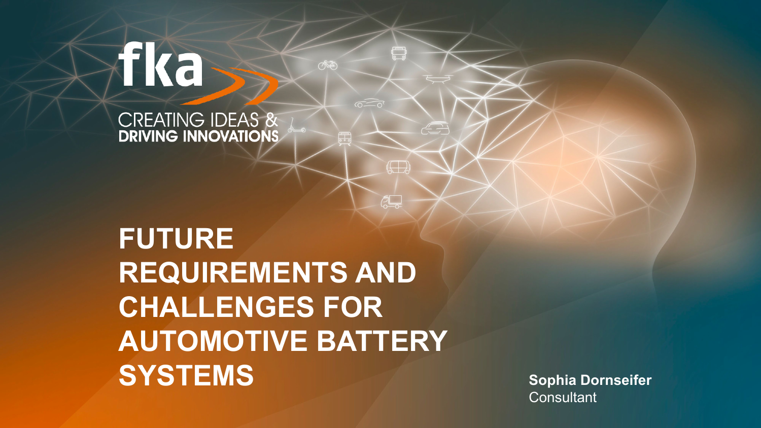fka

CREATING IDEAS &
**DRIVING INNOVATIONS**

# FUTURE REQUIREMENTS AND CHALLENGES FOR AUTOMOTIVE BATTERY SYSTEMS

**Sophia Dornseifer**
Consultant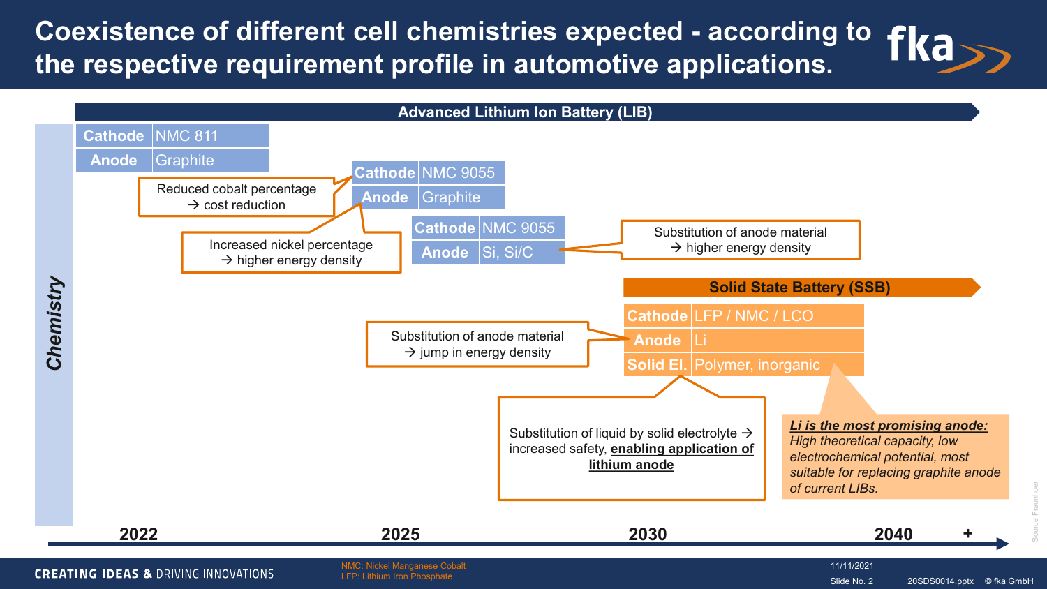# Coexistence of different cell chemistries expected - according to the respective requirement profile in automotive applications.

## Advanced Lithium Ion Battery (LIB)

**Chemistry**

| | |
|---|---|
| **Cathode** | NMC 811 |
| **Anode** | Graphite |

Reduced cobalt percentage → cost reduction

Increased nickel percentage → higher energy density

| | |
|---|---|
| **Cathode** | NMC 9055 |
| **Anode** | Graphite |

| | |
|---|---|
| **Cathode** | NMC 9055 |
| **Anode** | Si, Si/C |

Substitution of anode material → higher energy density

## Solid State Battery (SSB)

| | |
|---|---|
| **Cathode** | LFP / NMC / LCO |
| **Anode** | Li |
| **Solid El.** | Polymer, inorganic |

Substitution of anode material → jump in energy density

Substitution of liquid by solid electrolyte → increased safety, **enabling application of lithium anode**

***Li is the most promising anode:*** *High theoretical capacity, low electrochemical potential, most suitable for replacing graphite anode of current LIBs.*

2022 — 2025 — 2030 — 2040 +

Source Fraunhofer

NMC: Nickel Manganese Cobalt
LFP: Lithium Iron Phosphate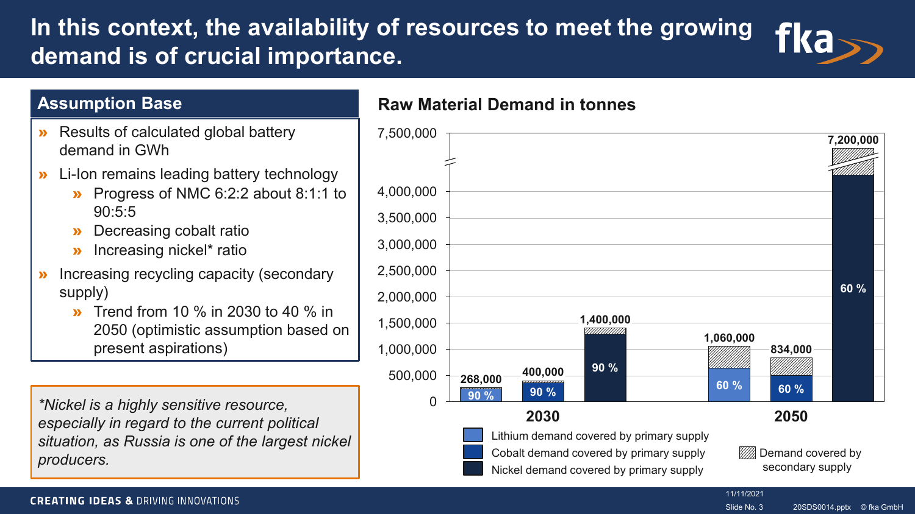# In this context, the availability of resources to meet the growing demand is of crucial importance.

## Assumption Base

- Results of calculated global battery demand in GWh
- Li-Ion remains leading battery technology
  - Progress of NMC 6:2:2 about 8:1:1 to 90:5:5
  - Decreasing cobalt ratio
  - Increasing nickel* ratio
- Increasing recycling capacity (secondary supply)
  - Trend from 10 % in 2030 to 40 % in 2050 (optimistic assumption based on present aspirations)

*\*Nickel is a highly sensitive resource, especially in regard to the current political situation, as Russia is one of the largest nickel producers.*

## Raw Material Demand in tonnes

| Year | Material | Total demand (tonnes) | Covered by primary supply |
|---|---|---|---|
| 2030 | Lithium | 268,000 | 90 % |
| 2030 | Cobalt | 400,000 | 90 % |
| 2030 | Nickel | 1,400,000 | 90 % |
| 2050 | Lithium | 1,060,000 | 60 % |
| 2050 | Cobalt | 834,000 | 60 % |
| 2050 | Nickel | 7,200,000 | 60 % |

Legend: Lithium demand covered by primary supply; Cobalt demand covered by primary supply; Nickel demand covered by primary supply; Demand covered by secondary supply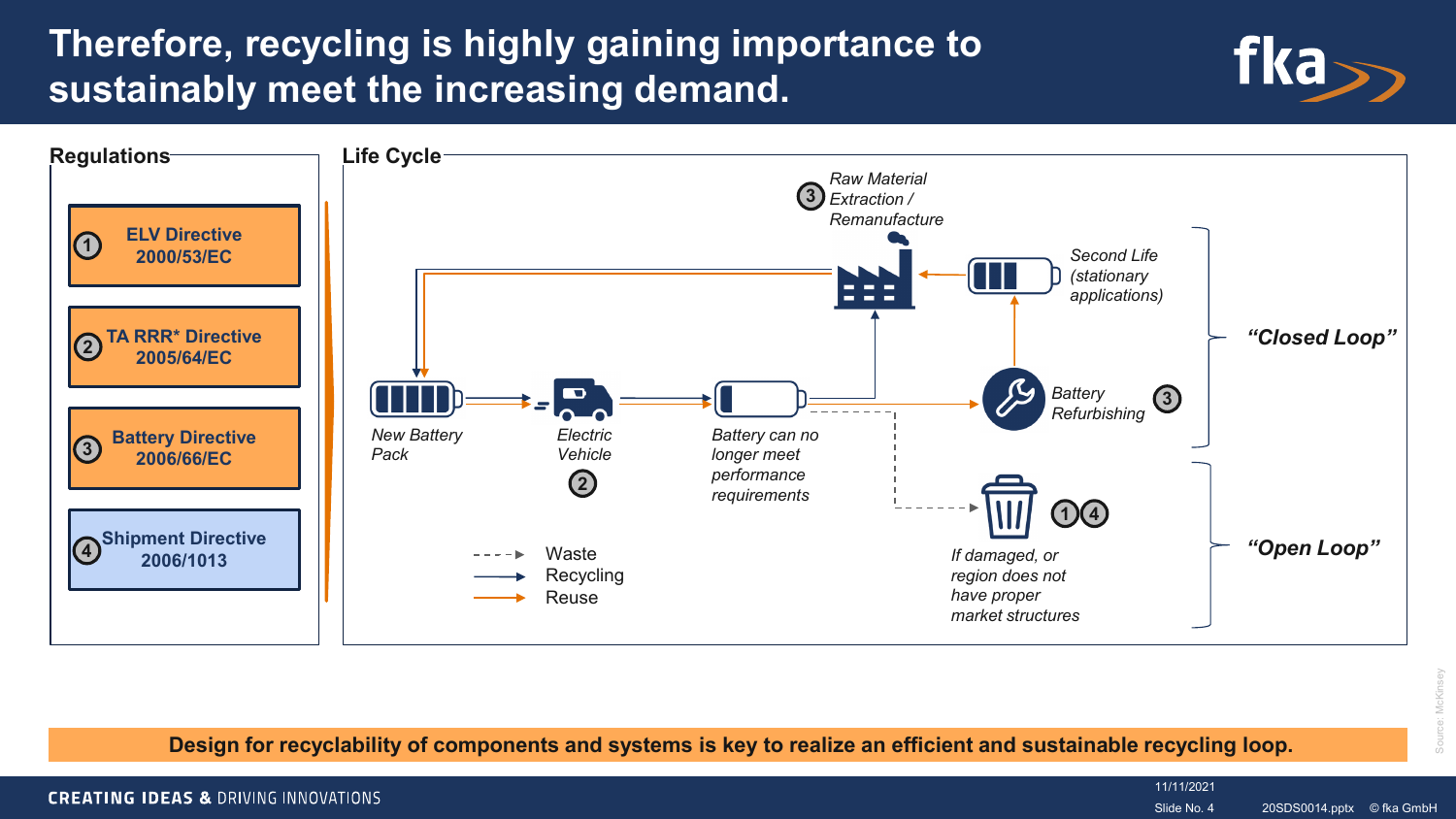# Therefore, recycling is highly gaining importance to sustainably meet the increasing demand.

## Regulations

1. **ELV Directive 2000/53/EC**
2. **TA RRR* Directive 2005/64/EC**
3. **Battery Directive 2006/66/EC**
4. **Shipment Directive 2006/1013**

## Life Cycle

- *Raw Material Extraction / Remanufacture* (3)
- *Second Life (stationary applications)*
- *New Battery Pack*
- *Electric Vehicle* (2)
- *Battery can no longer meet performance requirements*
- *Battery Refurbishing* (3)
- *If damaged, or region does not have proper market structures* (1) (4)

*"Closed Loop"*

*"Open Loop"*

Legend:
- Waste
- Recycling
- Reuse

**Design for recyclability of components and systems is key to realize an efficient and sustainable recycling loop.**

Source: McKinsey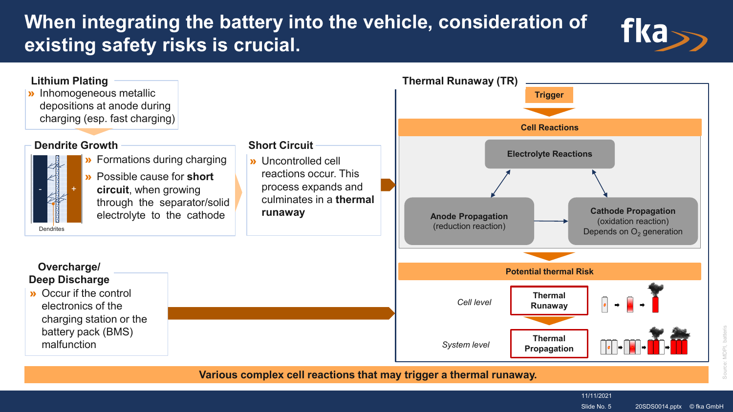# When integrating the battery into the vehicle, consideration of existing safety risks is crucial.

## Lithium Plating

- Inhomogeneous metallic depositions at anode during charging (esp. fast charging)

## Dendrite Growth

- Formations during charging
- Possible cause for **short circuit**, when growing through the separator/solid electrolyte to the cathode

Dendrites

## Short Circuit

- Uncontrolled cell reactions occur. This process expands and culminates in a **thermal runaway**

## Overcharge/ Deep Discharge

- Occur if the control electronics of the charging station or the battery pack (BMS) malfunction

## Thermal Runaway (TR)

**Trigger**

**Cell Reactions**

- **Electrolyte Reactions**
- **Anode Propagation** (reduction reaction)
- **Cathode Propagation** (oxidation reaction) Depends on $O_2$ generation

**Potential thermal Risk**

| | |
|---|---|
| *Cell level* | **Thermal Runaway** |
| *System level* | **Thermal Propagation** |

**Various complex cell reactions that may trigger a thermal runaway.**

Source: MDPI, batteries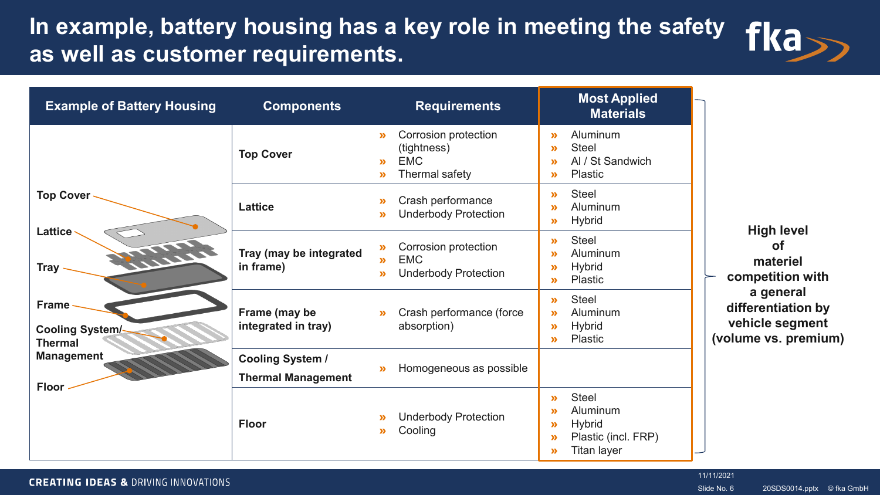# In example, battery housing has a key role in meeting the safety as well as customer requirements.

| Example of Battery Housing | Components | Requirements | Most Applied Materials |
| --- | --- | --- | --- |
| Top Cover | **Top Cover** | » Corrosion protection (tightness)<br>» EMC<br>» Thermal safety | » Aluminum<br>» Steel<br>» Al / St Sandwich<br>» Plastic |
| Lattice | **Lattice** | » Crash performance<br>» Underbody Protection | » Steel<br>» Aluminum<br>» Hybrid |
| Tray | **Tray (may be integrated in frame)** | » Corrosion protection<br>» EMC<br>» Underbody Protection | » Steel<br>» Aluminum<br>» Hybrid<br>» Plastic |
| Frame | **Frame (may be integrated in tray)** | » Crash performance (force absorption) | » Steel<br>» Aluminum<br>» Hybrid<br>» Plastic |
| Cooling System/ Thermal Management | **Cooling System / Thermal Management** | » Homogeneous as possible | |
| Floor | **Floor** | » Underbody Protection<br>» Cooling | » Steel<br>» Aluminum<br>» Hybrid<br>» Plastic (incl. FRP)<br>» Titan layer |

**High level of materiel competition with a general differentiation by vehicle segment (volume vs. premium)**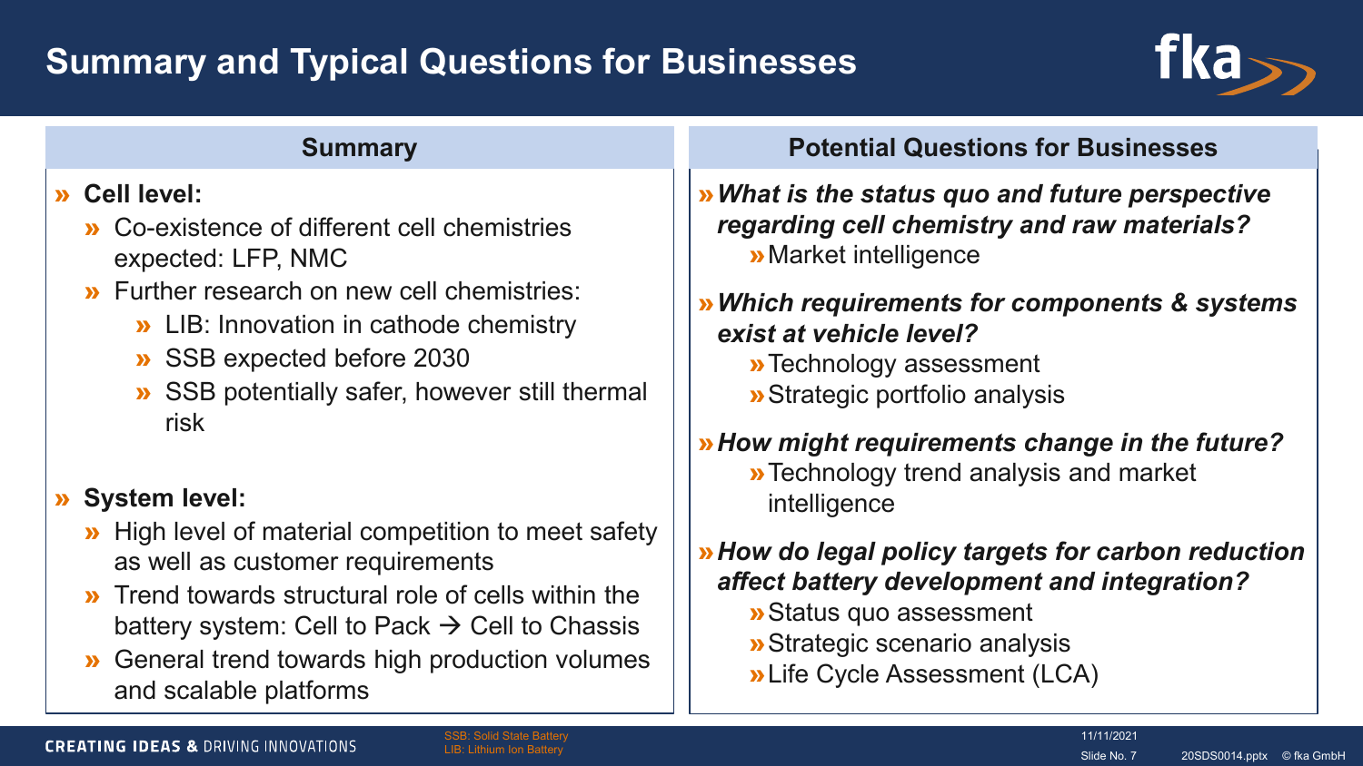# Summary and Typical Questions for Businesses

## Summary

- **Cell level:**
  - Co-existence of different cell chemistries expected: LFP, NMC
  - Further research on new cell chemistries:
    - LIB: Innovation in cathode chemistry
    - SSB expected before 2030
    - SSB potentially safer, however still thermal risk
- **System level:**
  - High level of material competition to meet safety as well as customer requirements
  - Trend towards structural role of cells within the battery system: Cell to Pack → Cell to Chassis
  - General trend towards high production volumes and scalable platforms

## Potential Questions for Businesses

- ***What is the status quo and future perspective regarding cell chemistry and raw materials?***
  - Market intelligence
- ***Which requirements for components & systems exist at vehicle level?***
  - Technology assessment
  - Strategic portfolio analysis
- ***How might requirements change in the future?***
  - Technology trend analysis and market intelligence
- ***How do legal policy targets for carbon reduction affect battery development and integration?***
  - Status quo assessment
  - Strategic scenario analysis
  - Life Cycle Assessment (LCA)

SSB: Solid State Battery
LIB: Lithium Ion Battery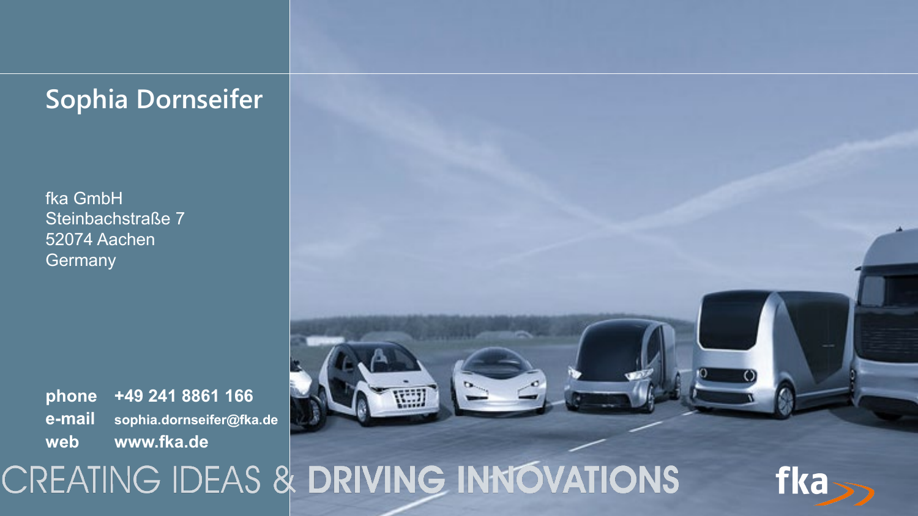## Sophia Dornseifer

fka GmbH
Steinbachstraße 7
52074 Aachen
Germany

**phone** **+49 241 8861 166**
**e-mail** **sophia.dornseifer@fka.de**
**web** **www.fka.de**

CREATING IDEAS & **DRIVING INNOVATIONS**

fka